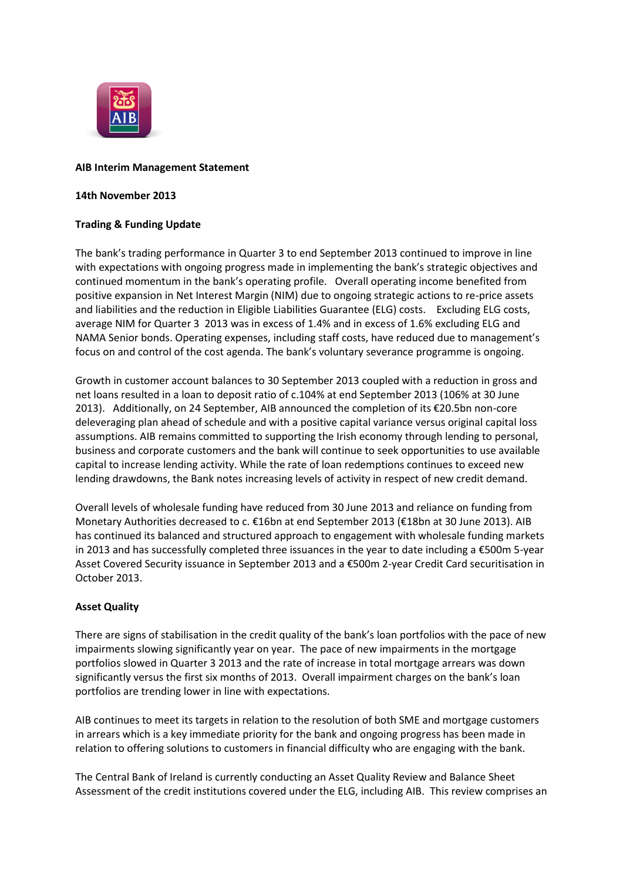**AIB Interim Management Statement**

**14th November 2013**

**Trading & Funding Update**

The bank's trading performance in Quarter 3 to end September 2013 continued to improve in line with expectations with ongoing progress made in implementing the bank's strategic objectives and continued momentum in the bank's operating profile. Overall operating income benefited from positive expansion in Net Interest Margin (NIM) due to ongoing strategic actions to re-price assets and liabilities and the reduction in Eligible Liabilities Guarantee (ELG) costs. Excluding ELG costs, average NIM for Quarter 3 2013 was in excess of 1.4% and in excess of 1.6% excluding ELG and NAMA Senior bonds. Operating expenses, including staff costs, have reduced due to management's focus on and control of the cost agenda. The bank's voluntary severance programme is ongoing.

Growth in customer account balances to 30 September 2013 coupled with a reduction in gross and net loans resulted in a loan to deposit ratio of c.104% at end September 2013 (106% at 30 June 2013). Additionally, on 24 September, AIB announced the completion of its €20.5bn non-core deleveraging plan ahead of schedule and with a positive capital variance versus original capital loss assumptions. AIB remains committed to supporting the Irish economy through lending to personal, business and corporate customers and the bank will continue to seek opportunities to use available capital to increase lending activity. While the rate of loan redemptions continues to exceed new lending drawdowns, the Bank notes increasing levels of activity in respect of new credit demand.

Overall levels of wholesale funding have reduced from 30 June 2013 and reliance on funding from Monetary Authorities decreased to c. €16bn at end September 2013 (€18bn at 30 June 2013). AIB has continued its balanced and structured approach to engagement with wholesale funding markets in 2013 and has successfully completed three issuances in the year to date including a €500m 5-year Asset Covered Security issuance in September 2013 and a €500m 2-year Credit Card securitisation in October 2013.

**Asset Quality**

There are signs of stabilisation in the credit quality of the bank's loan portfolios with the pace of new impairments slowing significantly year on year. The pace of new impairments in the mortgage portfolios slowed in Quarter 3 2013 and the rate of increase in total mortgage arrears was down significantly versus the first six months of 2013. Overall impairment charges on the bank's loan portfolios are trending lower in line with expectations.

AIB continues to meet its targets in relation to the resolution of both SME and mortgage customers in arrears which is a key immediate priority for the bank and ongoing progress has been made in relation to offering solutions to customers in financial difficulty who are engaging with the bank.

The Central Bank of Ireland is currently conducting an Asset Quality Review and Balance Sheet Assessment of the credit institutions covered under the ELG, including AIB. This review comprises an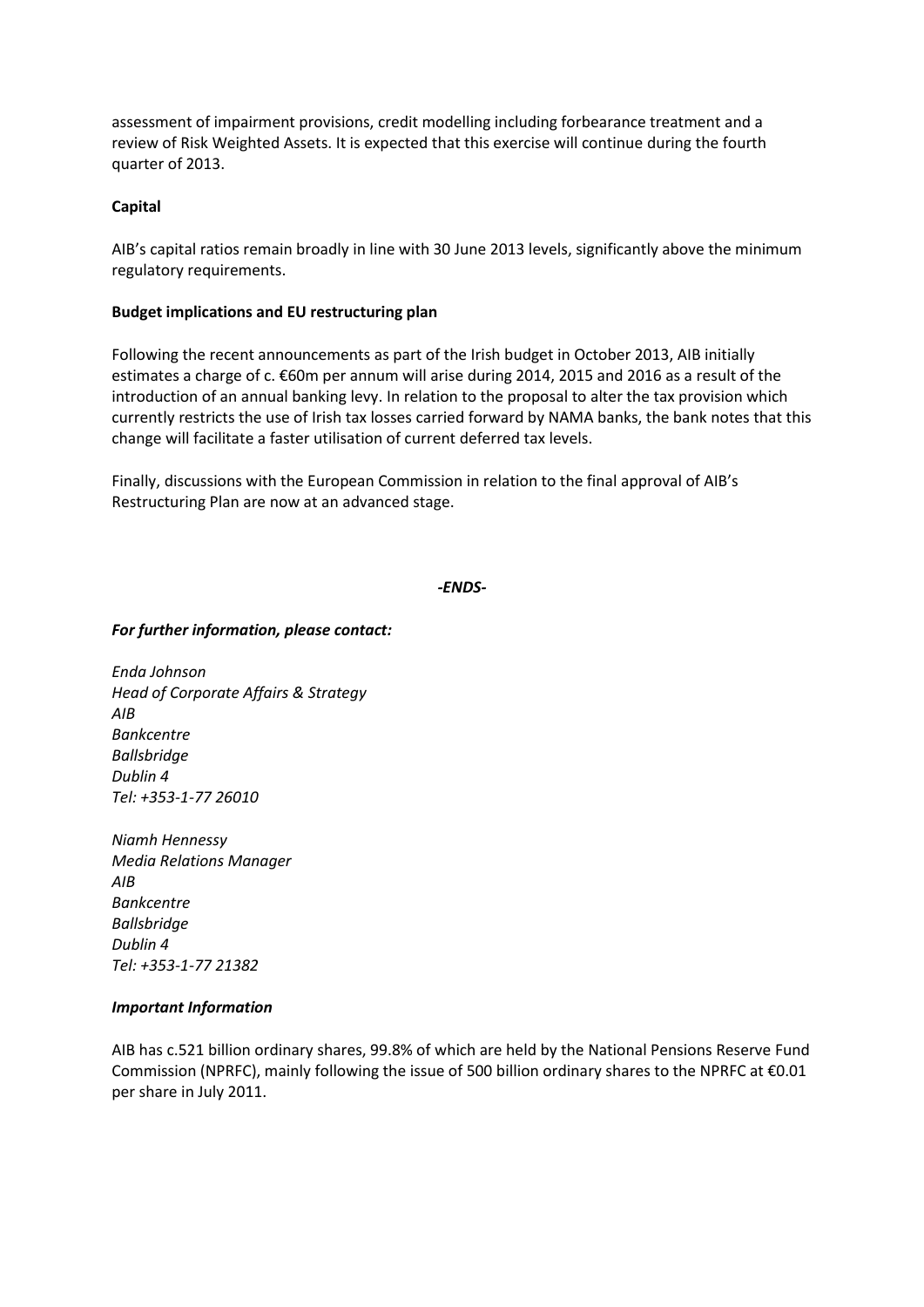assessment of impairment provisions, credit modelling including forbearance treatment and a review of Risk Weighted Assets. It is expected that this exercise will continue during the fourth quarter of 2013.

**Capital**

AIB's capital ratios remain broadly in line with 30 June 2013 levels, significantly above the minimum regulatory requirements.

**Budget implications and EU restructuring plan**

Following the recent announcements as part of the Irish budget in October 2013, AIB initially estimates a charge of c. €60m per annum will arise during 2014, 2015 and 2016 as a result of the introduction of an annual banking levy. In relation to the proposal to alter the tax provision which currently restricts the use of Irish tax losses carried forward by NAMA banks, the bank notes that this change will facilitate a faster utilisation of current deferred tax levels.

Finally, discussions with the European Commission in relation to the final approval of AIB's Restructuring Plan are now at an advanced stage.

***-ENDS-***

***For further information, please contact:***

*Enda Johnson*
*Head of Corporate Affairs & Strategy*
*AIB*
*Bankcentre*
*Ballsbridge*
*Dublin 4*
*Tel: +353-1-77 26010*

*Niamh Hennessy*
*Media Relations Manager*
*AIB*
*Bankcentre*
*Ballsbridge*
*Dublin 4*
*Tel: +353-1-77 21382*

***Important Information***

AIB has c.521 billion ordinary shares, 99.8% of which are held by the National Pensions Reserve Fund Commission (NPRFC), mainly following the issue of 500 billion ordinary shares to the NPRFC at €0.01 per share in July 2011.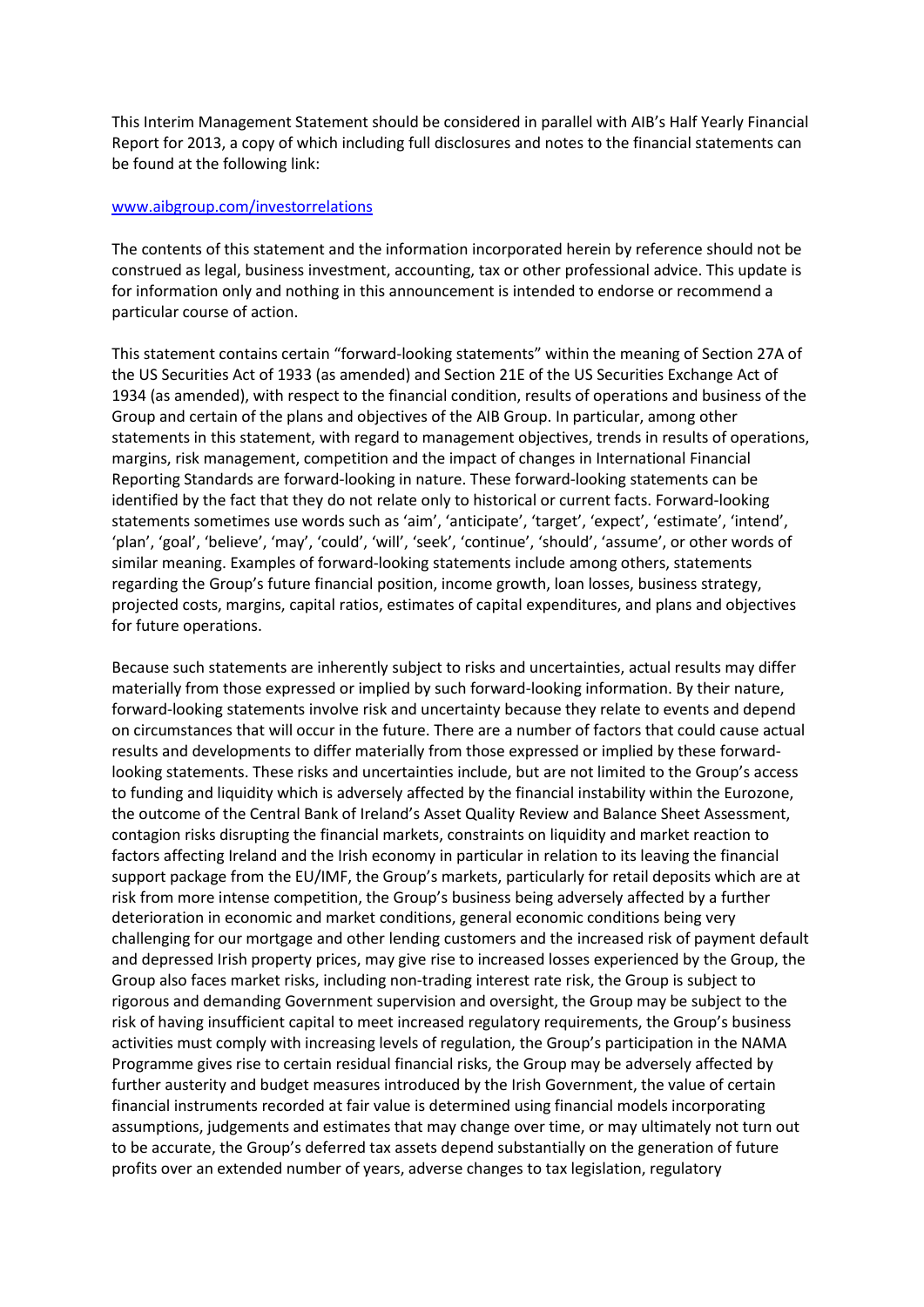This Interim Management Statement should be considered in parallel with AIB's Half Yearly Financial Report for 2013, a copy of which including full disclosures and notes to the financial statements can be found at the following link:

[www.aibgroup.com/investorrelations](www.aibgroup.com/investorrelations)

The contents of this statement and the information incorporated herein by reference should not be construed as legal, business investment, accounting, tax or other professional advice. This update is for information only and nothing in this announcement is intended to endorse or recommend a particular course of action.

This statement contains certain "forward-looking statements" within the meaning of Section 27A of the US Securities Act of 1933 (as amended) and Section 21E of the US Securities Exchange Act of 1934 (as amended), with respect to the financial condition, results of operations and business of the Group and certain of the plans and objectives of the AIB Group. In particular, among other statements in this statement, with regard to management objectives, trends in results of operations, margins, risk management, competition and the impact of changes in International Financial Reporting Standards are forward-looking in nature. These forward-looking statements can be identified by the fact that they do not relate only to historical or current facts. Forward-looking statements sometimes use words such as 'aim', 'anticipate', 'target', 'expect', 'estimate', 'intend', 'plan', 'goal', 'believe', 'may', 'could', 'will', 'seek', 'continue', 'should', 'assume', or other words of similar meaning. Examples of forward-looking statements include among others, statements regarding the Group's future financial position, income growth, loan losses, business strategy, projected costs, margins, capital ratios, estimates of capital expenditures, and plans and objectives for future operations.

Because such statements are inherently subject to risks and uncertainties, actual results may differ materially from those expressed or implied by such forward-looking information. By their nature, forward-looking statements involve risk and uncertainty because they relate to events and depend on circumstances that will occur in the future. There are a number of factors that could cause actual results and developments to differ materially from those expressed or implied by these forward-looking statements. These risks and uncertainties include, but are not limited to the Group's access to funding and liquidity which is adversely affected by the financial instability within the Eurozone, the outcome of the Central Bank of Ireland's Asset Quality Review and Balance Sheet Assessment, contagion risks disrupting the financial markets, constraints on liquidity and market reaction to factors affecting Ireland and the Irish economy in particular in relation to its leaving the financial support package from the EU/IMF, the Group's markets, particularly for retail deposits which are at risk from more intense competition, the Group's business being adversely affected by a further deterioration in economic and market conditions, general economic conditions being very challenging for our mortgage and other lending customers and the increased risk of payment default and depressed Irish property prices, may give rise to increased losses experienced by the Group, the Group also faces market risks, including non-trading interest rate risk, the Group is subject to rigorous and demanding Government supervision and oversight, the Group may be subject to the risk of having insufficient capital to meet increased regulatory requirements, the Group's business activities must comply with increasing levels of regulation, the Group's participation in the NAMA Programme gives rise to certain residual financial risks, the Group may be adversely affected by further austerity and budget measures introduced by the Irish Government, the value of certain financial instruments recorded at fair value is determined using financial models incorporating assumptions, judgements and estimates that may change over time, or may ultimately not turn out to be accurate, the Group's deferred tax assets depend substantially on the generation of future profits over an extended number of years, adverse changes to tax legislation, regulatory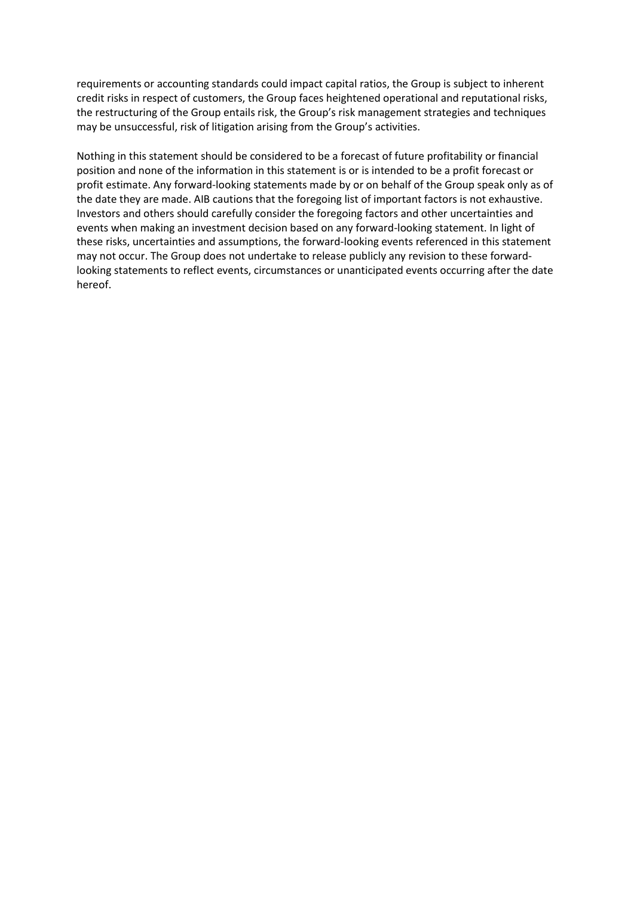requirements or accounting standards could impact capital ratios, the Group is subject to inherent credit risks in respect of customers, the Group faces heightened operational and reputational risks, the restructuring of the Group entails risk, the Group's risk management strategies and techniques may be unsuccessful, risk of litigation arising from the Group's activities.

Nothing in this statement should be considered to be a forecast of future profitability or financial position and none of the information in this statement is or is intended to be a profit forecast or profit estimate. Any forward-looking statements made by or on behalf of the Group speak only as of the date they are made. AIB cautions that the foregoing list of important factors is not exhaustive. Investors and others should carefully consider the foregoing factors and other uncertainties and events when making an investment decision based on any forward-looking statement. In light of these risks, uncertainties and assumptions, the forward-looking events referenced in this statement may not occur. The Group does not undertake to release publicly any revision to these forward-looking statements to reflect events, circumstances or unanticipated events occurring after the date hereof.